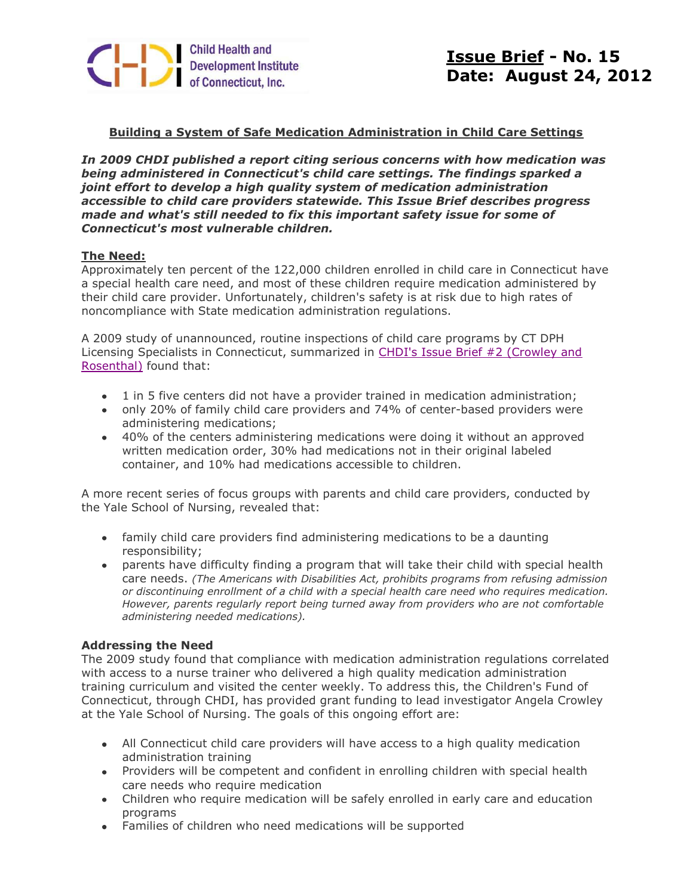Child Health and Development Institute of Connecticut, Inc.

**Issue Brief - No. 15**
**Date: August 24, 2012**

# Building a System of Safe Medication Administration in Child Care Settings

***In 2009 CHDI published a report citing serious concerns with how medication was being administered in Connecticut's child care settings. The findings sparked a joint effort to develop a high quality system of medication administration accessible to child care providers statewide. This Issue Brief describes progress made and what's still needed to fix this important safety issue for some of Connecticut's most vulnerable children.***

## The Need:

Approximately ten percent of the 122,000 children enrolled in child care in Connecticut have a special health care need, and most of these children require medication administered by their child care provider. Unfortunately, children's safety is at risk due to high rates of noncompliance with State medication administration regulations.

A 2009 study of unannounced, routine inspections of child care programs by CT DPH Licensing Specialists in Connecticut, summarized in CHDI's Issue Brief #2 (Crowley and Rosenthal) found that:

- 1 in 5 five centers did not have a provider trained in medication administration;
- only 20% of family child care providers and 74% of center-based providers were administering medications;
- 40% of the centers administering medications were doing it without an approved written medication order, 30% had medications not in their original labeled container, and 10% had medications accessible to children.

A more recent series of focus groups with parents and child care providers, conducted by the Yale School of Nursing, revealed that:

- family child care providers find administering medications to be a daunting responsibility;
- parents have difficulty finding a program that will take their child with special health care needs. *(The Americans with Disabilities Act, prohibits programs from refusing admission or discontinuing enrollment of a child with a special health care need who requires medication. However, parents regularly report being turned away from providers who are not comfortable administering needed medications).*

## Addressing the Need

The 2009 study found that compliance with medication administration regulations correlated with access to a nurse trainer who delivered a high quality medication administration training curriculum and visited the center weekly. To address this, the Children's Fund of Connecticut, through CHDI, has provided grant funding to lead investigator Angela Crowley at the Yale School of Nursing. The goals of this ongoing effort are:

- All Connecticut child care providers will have access to a high quality medication administration training
- Providers will be competent and confident in enrolling children with special health care needs who require medication
- Children who require medication will be safely enrolled in early care and education programs
- Families of children who need medications will be supported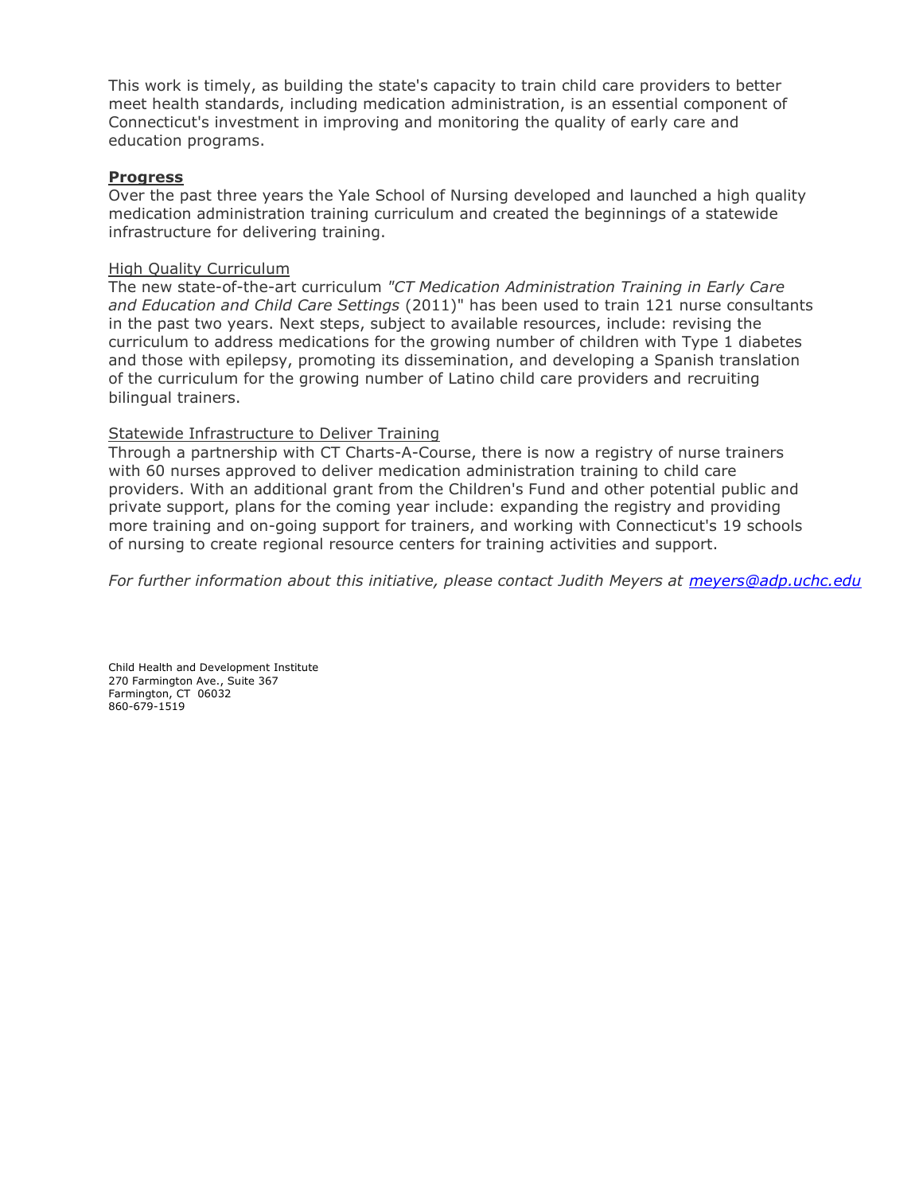This work is timely, as building the state's capacity to train child care providers to better meet health standards, including medication administration, is an essential component of Connecticut's investment in improving and monitoring the quality of early care and education programs.

## **Progress**

Over the past three years the Yale School of Nursing developed and launched a high quality medication administration training curriculum and created the beginnings of a statewide infrastructure for delivering training.

### High Quality Curriculum

The new state-of-the-art curriculum *"CT Medication Administration Training in Early Care and Education and Child Care Settings* (2011)" has been used to train 121 nurse consultants in the past two years. Next steps, subject to available resources, include: revising the curriculum to address medications for the growing number of children with Type 1 diabetes and those with epilepsy, promoting its dissemination, and developing a Spanish translation of the curriculum for the growing number of Latino child care providers and recruiting bilingual trainers.

### Statewide Infrastructure to Deliver Training

Through a partnership with CT Charts-A-Course, there is now a registry of nurse trainers with 60 nurses approved to deliver medication administration training to child care providers. With an additional grant from the Children's Fund and other potential public and private support, plans for the coming year include: expanding the registry and providing more training and on-going support for trainers, and working with Connecticut's 19 schools of nursing to create regional resource centers for training activities and support.

*For further information about this initiative, please contact Judith Meyers at [meyers@adp.uchc.edu](mailto:meyers@adp.uchc.edu)*

Child Health and Development Institute
270 Farmington Ave., Suite 367
Farmington, CT 06032
860-679-1519